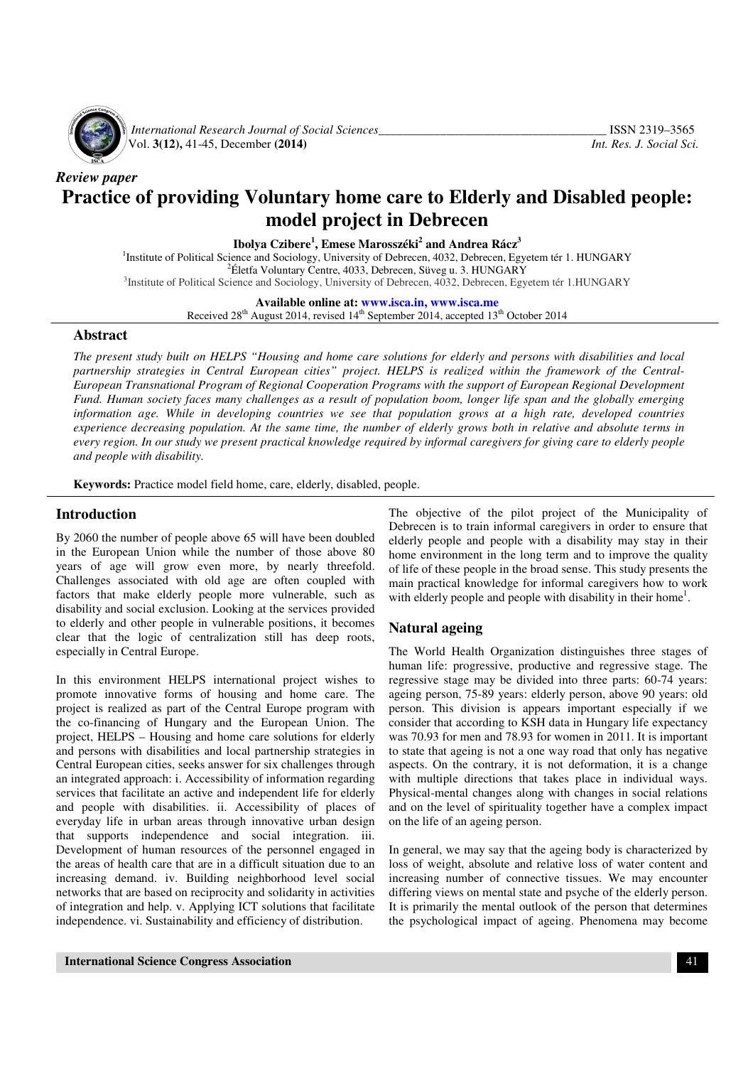*Review paper*

# Practice of providing Voluntary home care to Elderly and Disabled people: model project in Debrecen

**Ibolya Czibere[1], Emese Marosszéki[2] and Andrea Rácz[3]**

[1]Institute of Political Science and Sociology, University of Debrecen, 4032, Debrecen, Egyetem tér 1. HUNGARY
[2]Életfa Voluntary Centre, 4033, Debrecen, Süveg u. 3. HUNGARY
[3]Institute of Political Science and Sociology, University of Debrecen, 4032, Debrecen, Egyetem tér 1.HUNGARY

**Available online at: www.isca.in, www.isca.me**
Received 28th August 2014, revised 14th September 2014, accepted 13th October 2014

## Abstract

*The present study built on HELPS "Housing and home care solutions for elderly and persons with disabilities and local partnership strategies in Central European cities" project. HELPS is realized within the framework of the Central-European Transnational Program of Regional Cooperation Programs with the support of European Regional Development Fund. Human society faces many challenges as a result of population boom, longer life span and the globally emerging information age. While in developing countries we see that population grows at a high rate, developed countries experience decreasing population. At the same time, the number of elderly grows both in relative and absolute terms in every region. In our study we present practical knowledge required by informal caregivers for giving care to elderly people and people with disability.*

**Keywords:** Practice model field home, care, elderly, disabled, people.

## Introduction

By 2060 the number of people above 65 will have been doubled in the European Union while the number of those above 80 years of age will grow even more, by nearly threefold. Challenges associated with old age are often coupled with factors that make elderly people more vulnerable, such as disability and social exclusion. Looking at the services provided to elderly and other people in vulnerable positions, it becomes clear that the logic of centralization still has deep roots, especially in Central Europe.

In this environment HELPS international project wishes to promote innovative forms of housing and home care. The project is realized as part of the Central Europe program with the co-financing of Hungary and the European Union. The project, HELPS – Housing and home care solutions for elderly and persons with disabilities and local partnership strategies in Central European cities, seeks answer for six challenges through an integrated approach: i. Accessibility of information regarding services that facilitate an active and independent life for elderly and people with disabilities. ii. Accessibility of places of everyday life in urban areas through innovative urban design that supports independence and social integration. iii. Development of human resources of the personnel engaged in the areas of health care that are in a difficult situation due to an increasing demand. iv. Building neighborhood level social networks that are based on reciprocity and solidarity in activities of integration and help. v. Applying ICT solutions that facilitate independence. vi. Sustainability and efficiency of distribution.

The objective of the pilot project of the Municipality of Debrecen is to train informal caregivers in order to ensure that elderly people and people with a disability may stay in their home environment in the long term and to improve the quality of life of these people in the broad sense. This study presents the main practical knowledge for informal caregivers how to work with elderly people and people with disability in their home[1].

## Natural ageing

The World Health Organization distinguishes three stages of human life: progressive, productive and regressive stage. The regressive stage may be divided into three parts: 60-74 years: ageing person, 75-89 years: elderly person, above 90 years: old person. This division is appears important especially if we consider that according to KSH data in Hungary life expectancy was 70.93 for men and 78.93 for women in 2011. It is important to state that ageing is not a one way road that only has negative aspects. On the contrary, it is not deformation, it is a change with multiple directions that takes place in individual ways. Physical-mental changes along with changes in social relations and on the level of spirituality together have a complex impact on the life of an ageing person.

In general, we may say that the ageing body is characterized by loss of weight, absolute and relative loss of water content and increasing number of connective tissues. We may encounter differing views on mental state and psyche of the elderly person. It is primarily the mental outlook of the person that determines the psychological impact of ageing. Phenomena may become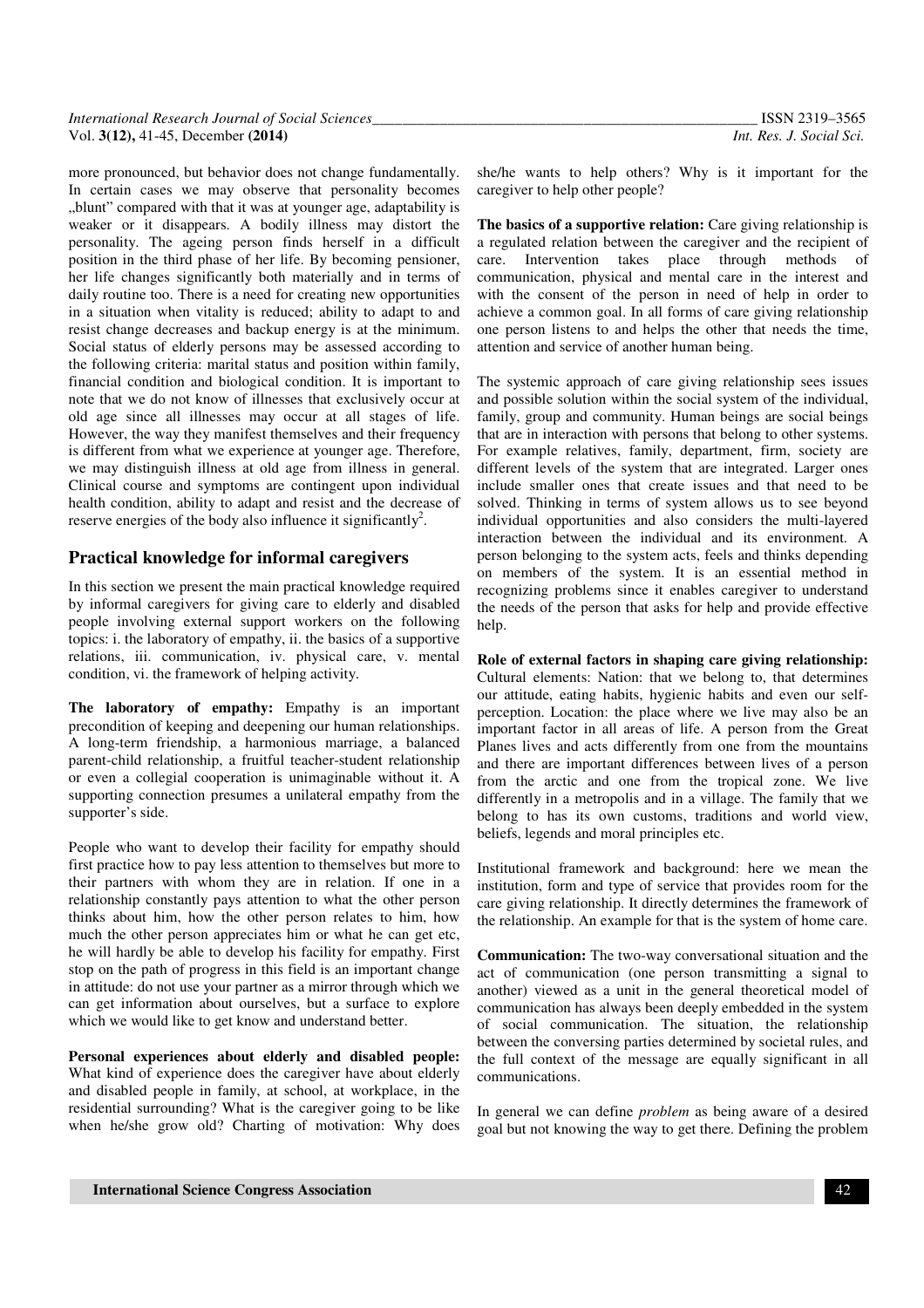more pronounced, but behavior does not change fundamentally. In certain cases we may observe that personality becomes „blunt" compared with that it was at younger age, adaptability is weaker or it disappears. A bodily illness may distort the personality. The ageing person finds herself in a difficult position in the third phase of her life. By becoming pensioner, her life changes significantly both materially and in terms of daily routine too. There is a need for creating new opportunities in a situation when vitality is reduced; ability to adapt to and resist change decreases and backup energy is at the minimum. Social status of elderly persons may be assessed according to the following criteria: marital status and position within family, financial condition and biological condition. It is important to note that we do not know of illnesses that exclusively occur at old age since all illnesses may occur at all stages of life. However, the way they manifest themselves and their frequency is different from what we experience at younger age. Therefore, we may distinguish illness at old age from illness in general. Clinical course and symptoms are contingent upon individual health condition, ability to adapt and resist and the decrease of reserve energies of the body also influence it significantly[2].

## Practical knowledge for informal caregivers

In this section we present the main practical knowledge required by informal caregivers for giving care to elderly and disabled people involving external support workers on the following topics: i. the laboratory of empathy, ii. the basics of a supportive relations, iii. communication, iv. physical care, v. mental condition, vi. the framework of helping activity.

**The laboratory of empathy:** Empathy is an important precondition of keeping and deepening our human relationships. A long-term friendship, a harmonious marriage, a balanced parent-child relationship, a fruitful teacher-student relationship or even a collegial cooperation is unimaginable without it. A supporting connection presumes a unilateral empathy from the supporter's side.

People who want to develop their facility for empathy should first practice how to pay less attention to themselves but more to their partners with whom they are in relation. If one in a relationship constantly pays attention to what the other person thinks about him, how the other person relates to him, how much the other person appreciates him or what he can get etc, he will hardly be able to develop his facility for empathy. First stop on the path of progress in this field is an important change in attitude: do not use your partner as a mirror through which we can get information about ourselves, but a surface to explore which we would like to get know and understand better.

**Personal experiences about elderly and disabled people:** What kind of experience does the caregiver have about elderly and disabled people in family, at school, at workplace, in the residential surrounding? What is the caregiver going to be like when he/she grow old? Charting of motivation: Why does she/he wants to help others? Why is it important for the caregiver to help other people?

**The basics of a supportive relation:** Care giving relationship is a regulated relation between the caregiver and the recipient of care. Intervention takes place through methods of communication, physical and mental care in the interest and with the consent of the person in need of help in order to achieve a common goal. In all forms of care giving relationship one person listens to and helps the other that needs the time, attention and service of another human being.

The systemic approach of care giving relationship sees issues and possible solution within the social system of the individual, family, group and community. Human beings are social beings that are in interaction with persons that belong to other systems. For example relatives, family, department, firm, society are different levels of the system that are integrated. Larger ones include smaller ones that create issues and that need to be solved. Thinking in terms of system allows us to see beyond individual opportunities and also considers the multi-layered interaction between the individual and its environment. A person belonging to the system acts, feels and thinks depending on members of the system. It is an essential method in recognizing problems since it enables caregiver to understand the needs of the person that asks for help and provide effective help.

**Role of external factors in shaping care giving relationship:** Cultural elements: Nation: that we belong to, that determines our attitude, eating habits, hygienic habits and even our self-perception. Location: the place where we live may also be an important factor in all areas of life. A person from the Great Planes lives and acts differently from one from the mountains and there are important differences between lives of a person from the arctic and one from the tropical zone. We live differently in a metropolis and in a village. The family that we belong to has its own customs, traditions and world view, beliefs, legends and moral principles etc.

Institutional framework and background: here we mean the institution, form and type of service that provides room for the care giving relationship. It directly determines the framework of the relationship. An example for that is the system of home care.

**Communication:** The two-way conversational situation and the act of communication (one person transmitting a signal to another) viewed as a unit in the general theoretical model of communication has always been deeply embedded in the system of social communication. The situation, the relationship between the conversing parties determined by societal rules, and the full context of the message are equally significant in all communications.

In general we can define *problem* as being aware of a desired goal but not knowing the way to get there. Defining the problem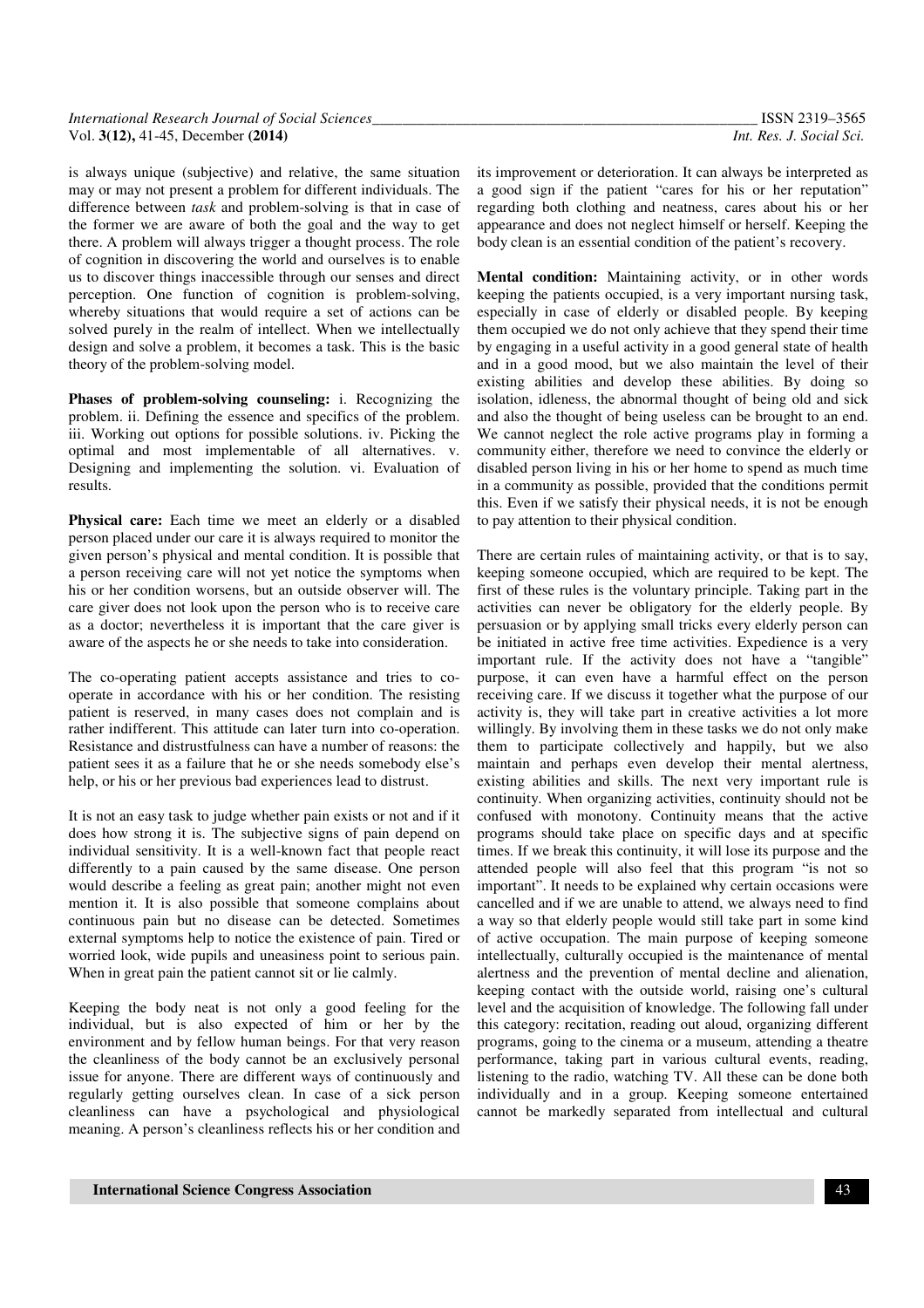is always unique (subjective) and relative, the same situation may or may not present a problem for different individuals. The difference between *task* and problem-solving is that in case of the former we are aware of both the goal and the way to get there. A problem will always trigger a thought process. The role of cognition in discovering the world and ourselves is to enable us to discover things inaccessible through our senses and direct perception. One function of cognition is problem-solving, whereby situations that would require a set of actions can be solved purely in the realm of intellect. When we intellectually design and solve a problem, it becomes a task. This is the basic theory of the problem-solving model.

**Phases of problem-solving counseling:** i. Recognizing the problem. ii. Defining the essence and specifics of the problem. iii. Working out options for possible solutions. iv. Picking the optimal and most implementable of all alternatives. v. Designing and implementing the solution. vi. Evaluation of results.

**Physical care:** Each time we meet an elderly or a disabled person placed under our care it is always required to monitor the given person's physical and mental condition. It is possible that a person receiving care will not yet notice the symptoms when his or her condition worsens, but an outside observer will. The care giver does not look upon the person who is to receive care as a doctor; nevertheless it is important that the care giver is aware of the aspects he or she needs to take into consideration.

The co-operating patient accepts assistance and tries to co-operate in accordance with his or her condition. The resisting patient is reserved, in many cases does not complain and is rather indifferent. This attitude can later turn into co-operation. Resistance and distrustfulness can have a number of reasons: the patient sees it as a failure that he or she needs somebody else's help, or his or her previous bad experiences lead to distrust.

It is not an easy task to judge whether pain exists or not and if it does how strong it is. The subjective signs of pain depend on individual sensitivity. It is a well-known fact that people react differently to a pain caused by the same disease. One person would describe a feeling as great pain; another might not even mention it. It is also possible that someone complains about continuous pain but no disease can be detected. Sometimes external symptoms help to notice the existence of pain. Tired or worried look, wide pupils and uneasiness point to serious pain. When in great pain the patient cannot sit or lie calmly.

Keeping the body neat is not only a good feeling for the individual, but is also expected of him or her by the environment and by fellow human beings. For that very reason the cleanliness of the body cannot be an exclusively personal issue for anyone. There are different ways of continuously and regularly getting ourselves clean. In case of a sick person cleanliness can have a psychological and physiological meaning. A person's cleanliness reflects his or her condition and its improvement or deterioration. It can always be interpreted as a good sign if the patient "cares for his or her reputation" regarding both clothing and neatness, cares about his or her appearance and does not neglect himself or herself. Keeping the body clean is an essential condition of the patient's recovery.

**Mental condition:** Maintaining activity, or in other words keeping the patients occupied, is a very important nursing task, especially in case of elderly or disabled people. By keeping them occupied we do not only achieve that they spend their time by engaging in a useful activity in a good general state of health and in a good mood, but we also maintain the level of their existing abilities and develop these abilities. By doing so isolation, idleness, the abnormal thought of being old and sick and also the thought of being useless can be brought to an end. We cannot neglect the role active programs play in forming a community either, therefore we need to convince the elderly or disabled person living in his or her home to spend as much time in a community as possible, provided that the conditions permit this. Even if we satisfy their physical needs, it is not be enough to pay attention to their physical condition.

There are certain rules of maintaining activity, or that is to say, keeping someone occupied, which are required to be kept. The first of these rules is the voluntary principle. Taking part in the activities can never be obligatory for the elderly people. By persuasion or by applying small tricks every elderly person can be initiated in active free time activities. Expedience is a very important rule. If the activity does not have a "tangible" purpose, it can even have a harmful effect on the person receiving care. If we discuss it together what the purpose of our activity is, they will take part in creative activities a lot more willingly. By involving them in these tasks we do not only make them to participate collectively and happily, but we also maintain and perhaps even develop their mental alertness, existing abilities and skills. The next very important rule is continuity. When organizing activities, continuity should not be confused with monotony. Continuity means that the active programs should take place on specific days and at specific times. If we break this continuity, it will lose its purpose and the attended people will also feel that this program "is not so important". It needs to be explained why certain occasions were cancelled and if we are unable to attend, we always need to find a way so that elderly people would still take part in some kind of active occupation. The main purpose of keeping someone intellectually, culturally occupied is the maintenance of mental alertness and the prevention of mental decline and alienation, keeping contact with the outside world, raising one's cultural level and the acquisition of knowledge. The following fall under this category: recitation, reading out aloud, organizing different programs, going to the cinema or a museum, attending a theatre performance, taking part in various cultural events, reading, listening to the radio, watching TV. All these can be done both individually and in a group. Keeping someone entertained cannot be markedly separated from intellectual and cultural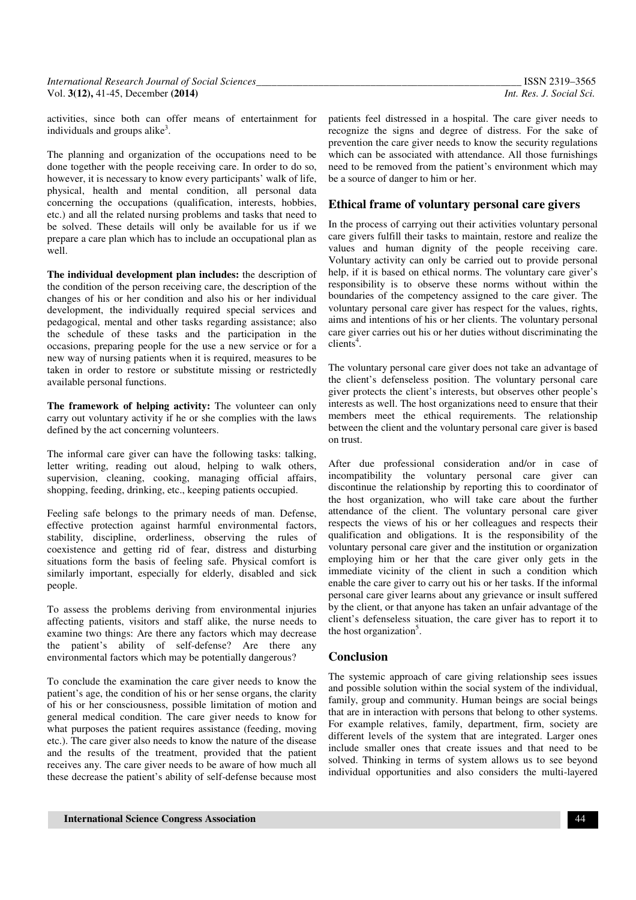activities, since both can offer means of entertainment for individuals and groups alike[3].

The planning and organization of the occupations need to be done together with the people receiving care. In order to do so, however, it is necessary to know every participants' walk of life, physical, health and mental condition, all personal data concerning the occupations (qualification, interests, hobbies, etc.) and all the related nursing problems and tasks that need to be solved. These details will only be available for us if we prepare a care plan which has to include an occupational plan as well.

**The individual development plan includes:** the description of the condition of the person receiving care, the description of the changes of his or her condition and also his or her individual development, the individually required special services and pedagogical, mental and other tasks regarding assistance; also the schedule of these tasks and the participation in the occasions, preparing people for the use a new service or for a new way of nursing patients when it is required, measures to be taken in order to restore or substitute missing or restrictedly available personal functions.

**The framework of helping activity:** The volunteer can only carry out voluntary activity if he or she complies with the laws defined by the act concerning volunteers.

The informal care giver can have the following tasks: talking, letter writing, reading out aloud, helping to walk others, supervision, cleaning, cooking, managing official affairs, shopping, feeding, drinking, etc., keeping patients occupied.

Feeling safe belongs to the primary needs of man. Defense, effective protection against harmful environmental factors, stability, discipline, orderliness, observing the rules of coexistence and getting rid of fear, distress and disturbing situations form the basis of feeling safe. Physical comfort is similarly important, especially for elderly, disabled and sick people.

To assess the problems deriving from environmental injuries affecting patients, visitors and staff alike, the nurse needs to examine two things: Are there any factors which may decrease the patient's ability of self-defense? Are there any environmental factors which may be potentially dangerous?

To conclude the examination the care giver needs to know the patient's age, the condition of his or her sense organs, the clarity of his or her consciousness, possible limitation of motion and general medical condition. The care giver needs to know for what purposes the patient requires assistance (feeding, moving etc.). The care giver also needs to know the nature of the disease and the results of the treatment, provided that the patient receives any. The care giver needs to be aware of how much all these decrease the patient's ability of self-defense because most patients feel distressed in a hospital. The care giver needs to recognize the signs and degree of distress. For the sake of prevention the care giver needs to know the security regulations which can be associated with attendance. All those furnishings need to be removed from the patient's environment which may be a source of danger to him or her.

## Ethical frame of voluntary personal care givers

In the process of carrying out their activities voluntary personal care givers fulfill their tasks to maintain, restore and realize the values and human dignity of the people receiving care. Voluntary activity can only be carried out to provide personal help, if it is based on ethical norms. The voluntary care giver's responsibility is to observe these norms without within the boundaries of the competency assigned to the care giver. The voluntary personal care giver has respect for the values, rights, aims and intentions of his or her clients. The voluntary personal care giver carries out his or her duties without discriminating the clients[4].

The voluntary personal care giver does not take an advantage of the client's defenseless position. The voluntary personal care giver protects the client's interests, but observes other people's interests as well. The host organizations need to ensure that their members meet the ethical requirements. The relationship between the client and the voluntary personal care giver is based on trust.

After due professional consideration and/or in case of incompatibility the voluntary personal care giver can discontinue the relationship by reporting this to coordinator of the host organization, who will take care about the further attendance of the client. The voluntary personal care giver respects the views of his or her colleagues and respects their qualification and obligations. It is the responsibility of the voluntary personal care giver and the institution or organization employing him or her that the care giver only gets in the immediate vicinity of the client in such a condition which enable the care giver to carry out his or her tasks. If the informal personal care giver learns about any grievance or insult suffered by the client, or that anyone has taken an unfair advantage of the client's defenseless situation, the care giver has to report it to the host organization[5].

## Conclusion

The systemic approach of care giving relationship sees issues and possible solution within the social system of the individual, family, group and community. Human beings are social beings that are in interaction with persons that belong to other systems. For example relatives, family, department, firm, society are different levels of the system that are integrated. Larger ones include smaller ones that create issues and that need to be solved. Thinking in terms of system allows us to see beyond individual opportunities and also considers the multi-layered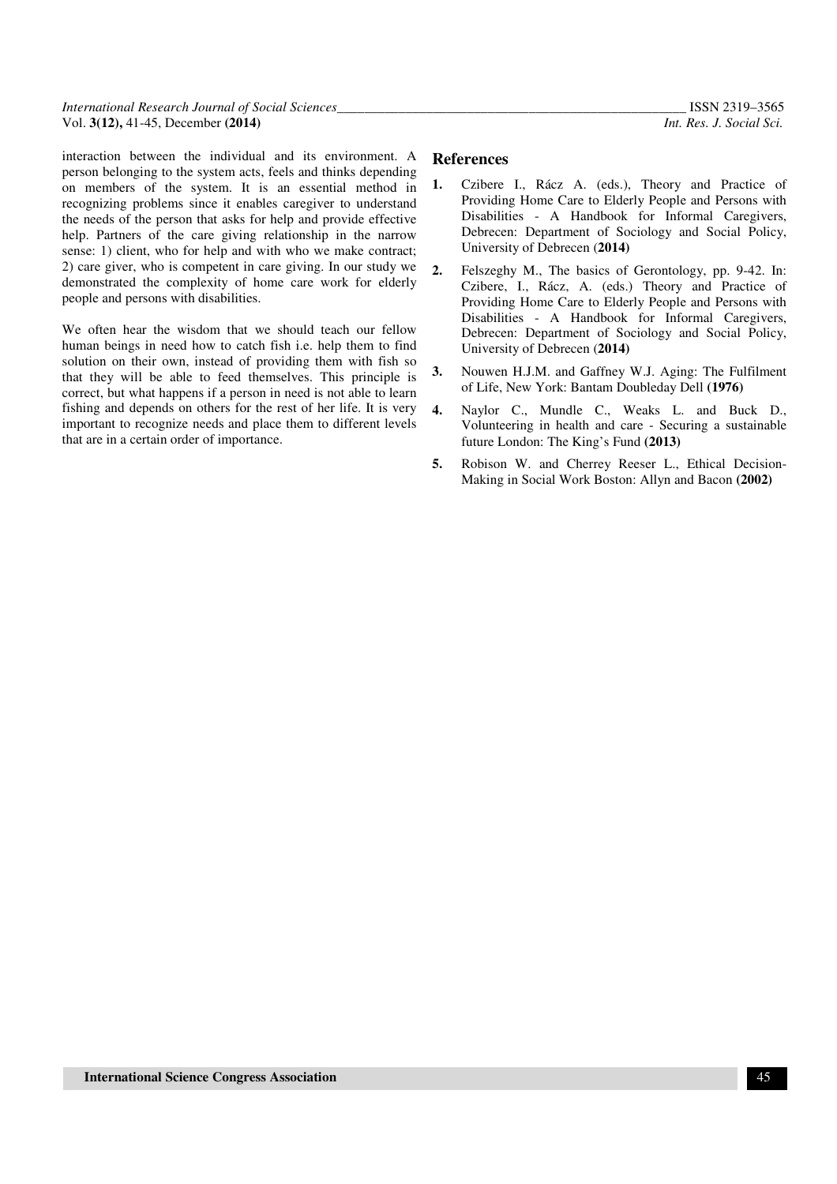interaction between the individual and its environment. A person belonging to the system acts, feels and thinks depending on members of the system. It is an essential method in recognizing problems since it enables caregiver to understand the needs of the person that asks for help and provide effective help. Partners of the care giving relationship in the narrow sense: 1) client, who for help and with who we make contract; 2) care giver, who is competent in care giving. In our study we demonstrated the complexity of home care work for elderly people and persons with disabilities.

We often hear the wisdom that we should teach our fellow human beings in need how to catch fish i.e. help them to find solution on their own, instead of providing them with fish so that they will be able to feed themselves. This principle is correct, but what happens if a person in need is not able to learn fishing and depends on others for the rest of her life. It is very important to recognize needs and place them to different levels that are in a certain order of importance.

## References

1. Czibere I., Rácz A. (eds.), Theory and Practice of Providing Home Care to Elderly People and Persons with Disabilities - A Handbook for Informal Caregivers, Debrecen: Department of Sociology and Social Policy, University of Debrecen (**2014**)
2. Felszeghy M., The basics of Gerontology, pp. 9-42. In: Czibere, I., Rácz, A. (eds.) Theory and Practice of Providing Home Care to Elderly People and Persons with Disabilities - A Handbook for Informal Caregivers, Debrecen: Department of Sociology and Social Policy, University of Debrecen (**2014**)
3. Nouwen H.J.M. and Gaffney W.J. Aging: The Fulfilment of Life, New York: Bantam Doubleday Dell **(1976)**
4. Naylor C., Mundle C., Weaks L. and Buck D., Volunteering in health and care - Securing a sustainable future London: The King's Fund **(2013)**
5. Robison W. and Cherrey Reeser L., Ethical Decision-Making in Social Work Boston: Allyn and Bacon **(2002)**